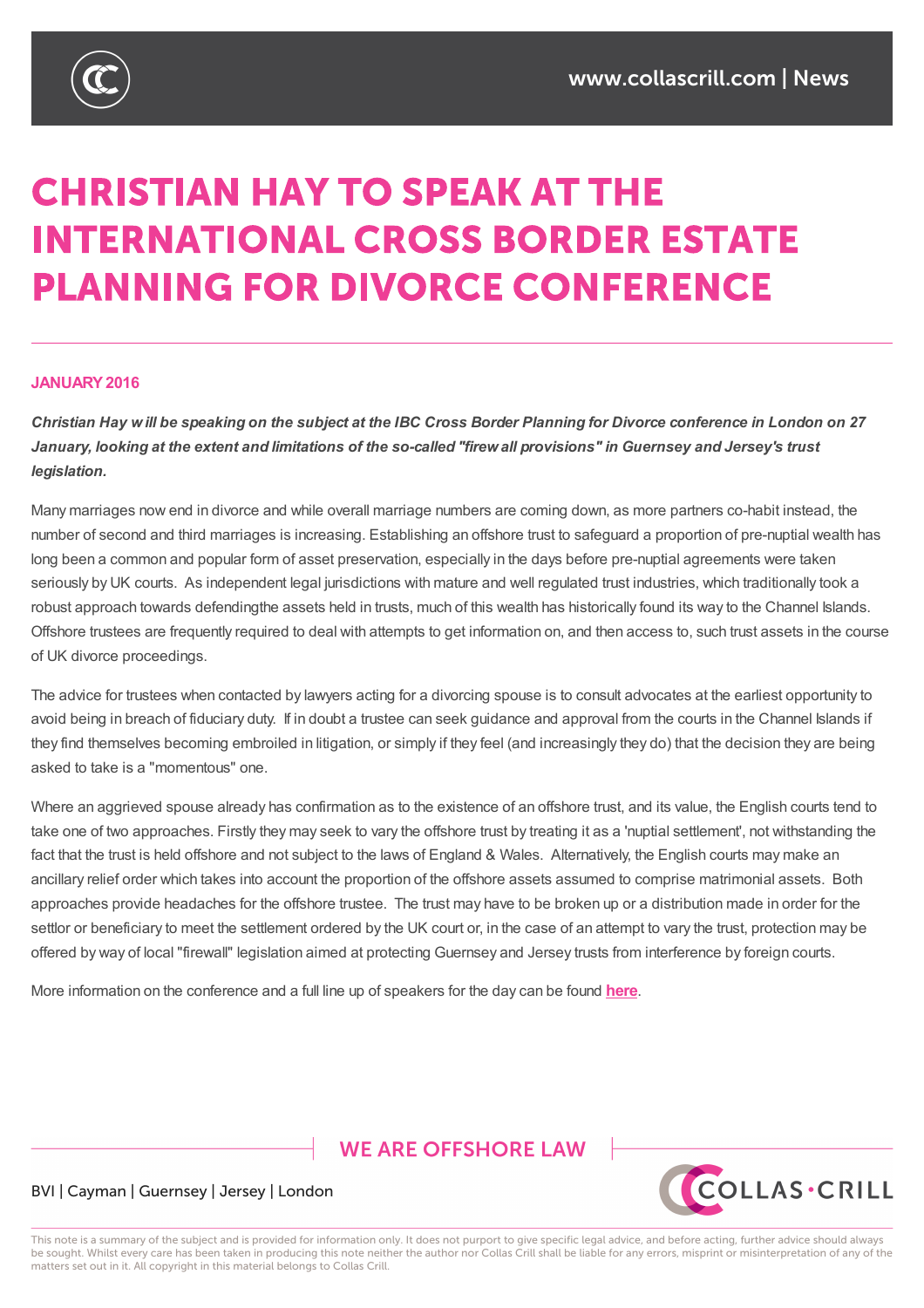# CHRISTIAN HAY TO SPEAK AT THE INTERNATIONAL CROSS BORDER ESTATE PLANNING FOR DIVORCE CONFERENCE

**JANUARY 2016**

***Christian Hay will be speaking on the subject at the IBC Cross Border Planning for Divorce conference in London on 27 January, looking at the extent and limitations of the so-called "firewall provisions" in Guernsey and Jersey's trust legislation.***

Many marriages now end in divorce and while overall marriage numbers are coming down, as more partners co-habit instead, the number of second and third marriages is increasing. Establishing an offshore trust to safeguard a proportion of pre-nuptial wealth has long been a common and popular form of asset preservation, especially in the days before pre-nuptial agreements were taken seriously by UK courts. As independent legal jurisdictions with mature and well regulated trust industries, which traditionally took a robust approach towards defendingthe assets held in trusts, much of this wealth has historically found its way to the Channel Islands. Offshore trustees are frequently required to deal with attempts to get information on, and then access to, such trust assets in the course of UK divorce proceedings.

The advice for trustees when contacted by lawyers acting for a divorcing spouse is to consult advocates at the earliest opportunity to avoid being in breach of fiduciary duty. If in doubt a trustee can seek guidance and approval from the courts in the Channel Islands if they find themselves becoming embroiled in litigation, or simply if they feel (and increasingly they do) that the decision they are being asked to take is a "momentous" one.

Where an aggrieved spouse already has confirmation as to the existence of an offshore trust, and its value, the English courts tend to take one of two approaches. Firstly they may seek to vary the offshore trust by treating it as a 'nuptial settlement', not withstanding the fact that the trust is held offshore and not subject to the laws of England & Wales. Alternatively, the English courts may make an ancillary relief order which takes into account the proportion of the offshore assets assumed to comprise matrimonial assets. Both approaches provide headaches for the offshore trustee. The trust may have to be broken up or a distribution made in order for the settlor or beneficiary to meet the settlement ordered by the UK court or, in the case of an attempt to vary the trust, protection may be offered by way of local "firewall" legislation aimed at protecting Guernsey and Jersey trusts from interference by foreign courts.

More information on the conference and a full line up of speakers for the day can be found **here**.

WE ARE OFFSHORE LAW

BVI | Cayman | Guernsey | Jersey | London

This note is a summary of the subject and is provided for information only. It does not purport to give specific legal advice, and before acting, further advice should always be sought. Whilst every care has been taken in producing this note neither the author nor Collas Crill shall be liable for any errors, misprint or misinterpretation of any of the matters set out in it. All copyright in this material belongs to Collas Crill.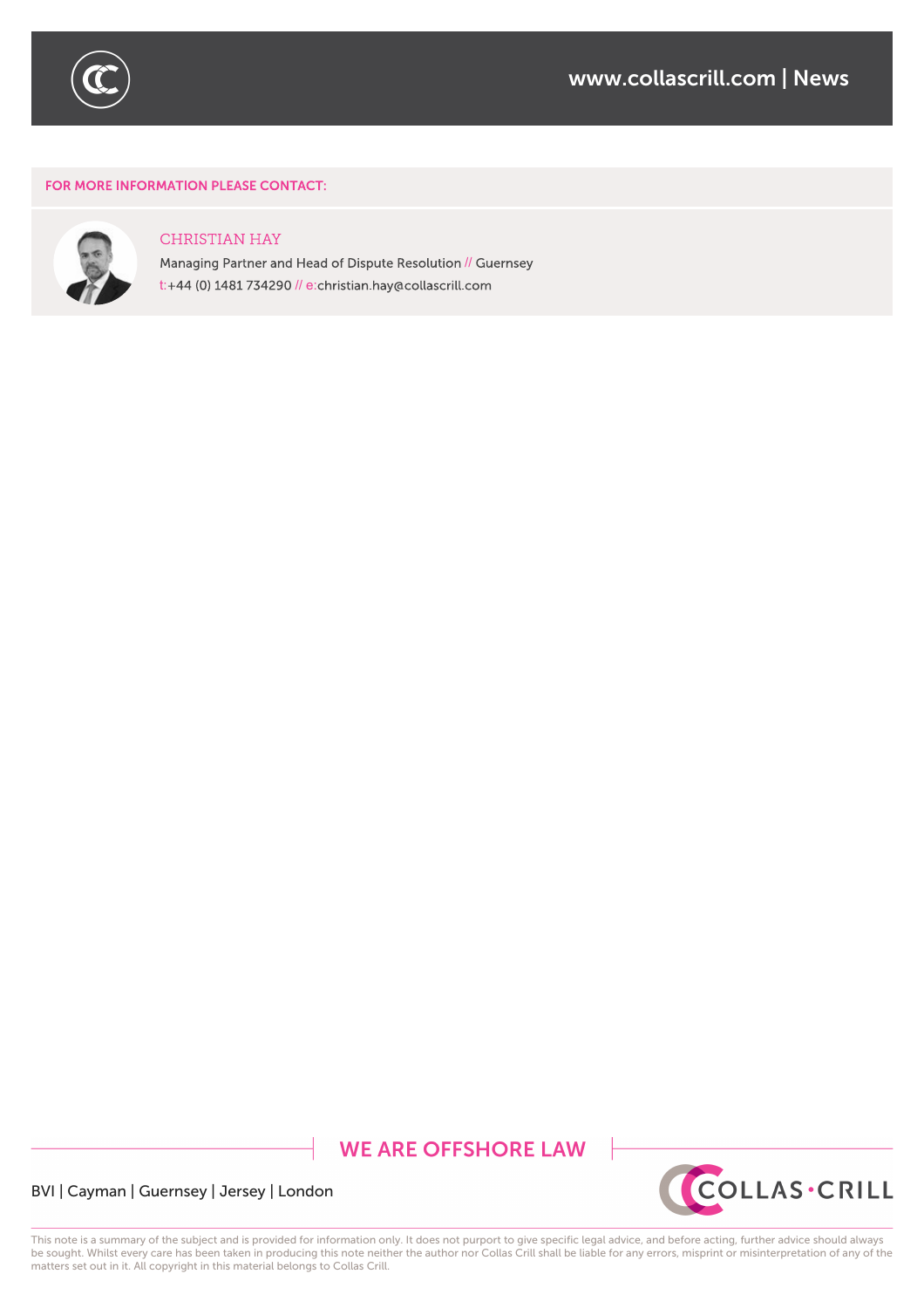**FOR MORE INFORMATION PLEASE CONTACT:**

CHRISTIAN HAY
Managing Partner and Head of Dispute Resolution // Guernsey
t:+44 (0) 1481 734290 // e:christian.hay@collascrill.com

WE ARE OFFSHORE LAW

BVI | Cayman | Guernsey | Jersey | London

This note is a summary of the subject and is provided for information only. It does not purport to give specific legal advice, and before acting, further advice should always be sought. Whilst every care has been taken in producing this note neither the author nor Collas Crill shall be liable for any errors, misprint or misinterpretation of any of the matters set out in it. All copyright in this material belongs to Collas Crill.